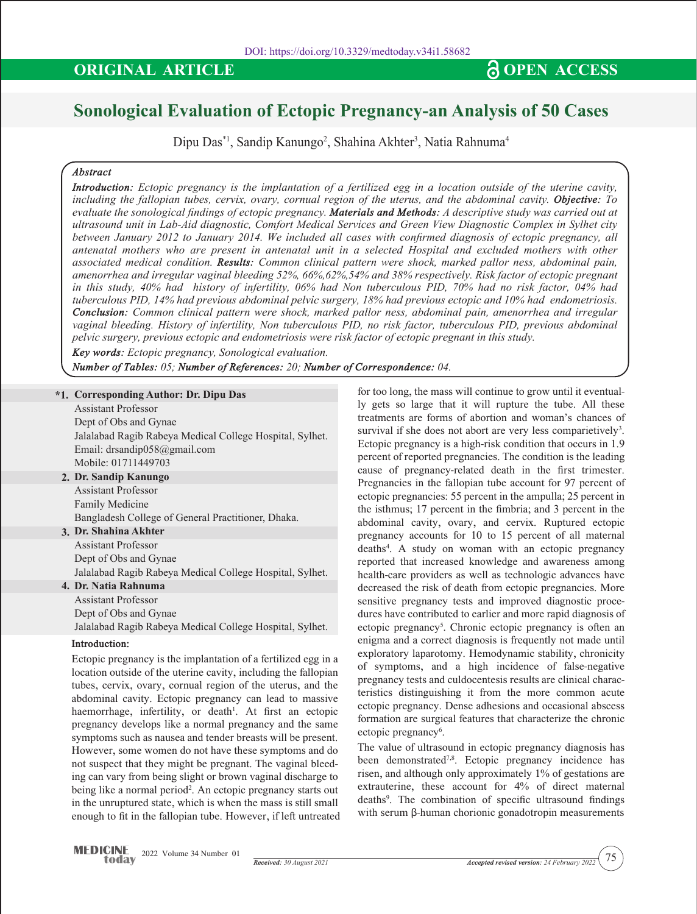DOI: https://doi.org/10.3329/medtoday.v34i1.58682

**ORIGINAL ARTICLE** **OPEN ACCESS**

# Sonological Evaluation of Ectopic Pregnancy-an Analysis of 50 Cases

Dipu Das*[1], Sandip Kanungo[2], Shahina Akhter[3], Natia Rahnuma[4]

## Abstract

***Introduction:*** *Ectopic pregnancy is the implantation of a fertilized egg in a location outside of the uterine cavity, including the fallopian tubes, cervix, ovary, cornual region of the uterus, and the abdominal cavity.* ***Objective:*** *To evaluate the sonological findings of ectopic pregnancy.* ***Materials and Methods:*** *A descriptive study was carried out at ultrasound unit in Lab-Aid diagnostic, Comfort Medical Services and Green View Diagnostic Complex in Sylhet city between January 2012 to January 2014. We included all cases with confirmed diagnosis of ectopic pregnancy, all antenatal mothers who are present in antenatal unit in a selected Hospital and excluded mothers with other associated medical condition.* ***Results:*** *Common clinical pattern were shock, marked pallor ness, abdominal pain, amenorrhea and irregular vaginal bleeding 52%, 66%,62%,54% and 38% respectively. Risk factor of ectopic pregnant in this study, 40% had history of infertility, 06% had Non tuberculous PID, 70% had no risk factor, 04% had tuberculous PID, 14% had previous abdominal pelvic surgery, 18% had previous ectopic and 10% had endometriosis.* ***Conclusion:*** *Common clinical pattern were shock, marked pallor ness, abdominal pain, amenorrhea and irregular vaginal bleeding. History of infertility, Non tuberculous PID, no risk factor, tuberculous PID, previous abdominal pelvic surgery, previous ectopic and endometriosis were risk factor of ectopic pregnant in this study.*

***Key words:*** *Ectopic pregnancy, Sonological evaluation.*

***Number of Tables:*** *05;* ***Number of References:*** *20;* ***Number of Correspondence:*** *04.*

**\*1. Corresponding Author: Dr. Dipu Das**
Assistant Professor
Dept of Obs and Gynae
Jalalabad Ragib Rabeya Medical College Hospital, Sylhet.
Email: drsandip058@gmail.com
Mobile: 01711449703

**2. Dr. Sandip Kanungo**
Assistant Professor
Family Medicine
Bangladesh College of General Practitioner, Dhaka.

**3. Dr. Shahina Akhter**
Assistant Professor
Dept of Obs and Gynae
Jalalabad Ragib Rabeya Medical College Hospital, Sylhet.

**4. Dr. Natia Rahnuma**
Assistant Professor
Dept of Obs and Gynae
Jalalabad Ragib Rabeya Medical College Hospital, Sylhet.

## Introduction:

Ectopic pregnancy is the implantation of a fertilized egg in a location outside of the uterine cavity, including the fallopian tubes, cervix, ovary, cornual region of the uterus, and the abdominal cavity. Ectopic pregnancy can lead to massive haemorrhage, infertility, or death[1]. At first an ectopic pregnancy develops like a normal pregnancy and the same symptoms such as nausea and tender breasts will be present. However, some women do not have these symptoms and do not suspect that they might be pregnant. The vaginal bleeding can vary from being slight or brown vaginal discharge to being like a normal period[2]. An ectopic pregnancy starts out in the unruptured state, which is when the mass is still small enough to fit in the fallopian tube. However, if left untreated for too long, the mass will continue to grow until it eventually gets so large that it will rupture the tube. All these treatments are forms of abortion and woman's chances of survival if she does not abort are very less comparietively[3]. Ectopic pregnancy is a high-risk condition that occurs in 1.9 percent of reported pregnancies. The condition is the leading cause of pregnancy-related death in the first trimester. Pregnancies in the fallopian tube account for 97 percent of ectopic pregnancies: 55 percent in the ampulla; 25 percent in the isthmus; 17 percent in the fimbria; and 3 percent in the abdominal cavity, ovary, and cervix. Ruptured ectopic pregnancy accounts for 10 to 15 percent of all maternal deaths[4]. A study on woman with an ectopic pregnancy reported that increased knowledge and awareness among health-care providers as well as technologic advances have decreased the risk of death from ectopic pregnancies. More sensitive pregnancy tests and improved diagnostic procedures have contributed to earlier and more rapid diagnosis of ectopic pregnancy[5]. Chronic ectopic pregnancy is often an enigma and a correct diagnosis is frequently not made until exploratory laparotomy. Hemodynamic stability, chronicity of symptoms, and a high incidence of false-negative pregnancy tests and culdocentesis results are clinical characteristics distinguishing it from the more common acute ectopic pregnancy. Dense adhesions and occasional abscess formation are surgical features that characterize the chronic ectopic pregnancy[6].

The value of ultrasound in ectopic pregnancy diagnosis has been demonstrated[7,8]. Ectopic pregnancy incidence has risen, and although only approximately 1% of gestations are extrauterine, these account for 4% of direct maternal deaths[9]. The combination of specific ultrasound findings with serum β-human chorionic gonadotropin measurements

*Received: 30 August 2021* *Accepted revised version: 24 February 2022*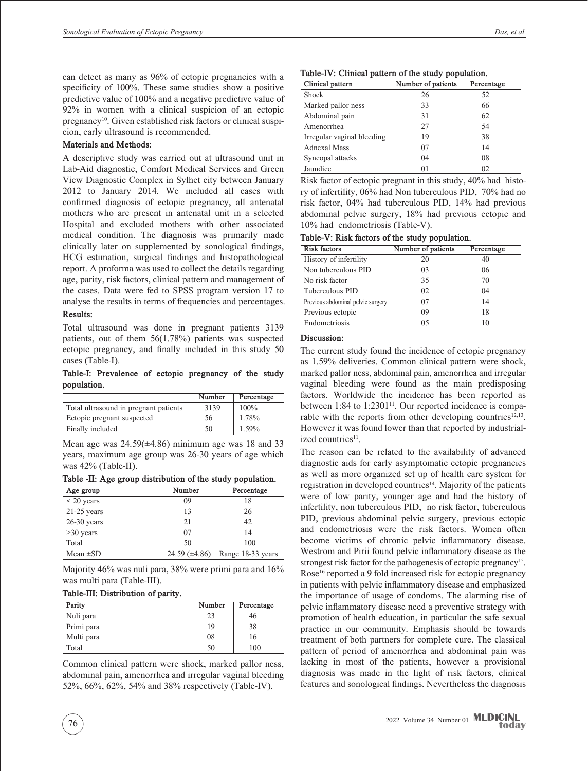can detect as many as 96% of ectopic pregnancies with a specificity of 100%. These same studies show a positive predictive value of 100% and a negative predictive value of 92% in women with a clinical suspicion of an ectopic pregnancy[10]. Given established risk factors or clinical suspicion, early ultrasound is recommended.

**Materials and Methods:**

A descriptive study was carried out at ultrasound unit in Lab-Aid diagnostic, Comfort Medical Services and Green View Diagnostic Complex in Sylhet city between January 2012 to January 2014. We included all cases with confirmed diagnosis of ectopic pregnancy, all antenatal mothers who are present in antenatal unit in a selected Hospital and excluded mothers with other associated medical condition. The diagnosis was primarily made clinically later on supplemented by sonological findings, HCG estimation, surgical findings and histopathological report. A proforma was used to collect the details regarding age, parity, risk factors, clinical pattern and management of the cases. Data were fed to SPSS program version 17 to analyse the results in terms of frequencies and percentages.

**Results:**

Total ultrasound was done in pregnant patients 3139 patients, out of them 56(1.78%) patients was suspected ectopic pregnancy, and finally included in this study 50 cases (Table-I).

**Table-I: Prevalence of ectopic pregnancy of the study population.**

| | Number | Percentage |
|---|---|---|
| Total ultrasound in pregnant patients | 3139 | 100% |
| Ectopic pregnant suspected | 56 | 1.78% |
| Finally included | 50 | 1.59% |

Mean age was 24.59(±4.86) minimum age was 18 and 33 years, maximum age group was 26-30 years of age which was 42% (Table-II).

**Table -II: Age group distribution of the study population.**

| Age group | Number | Percentage |
|---|---|---|
| ≤ 20 years | 09 | 18 |
| 21-25 years | 13 | 26 |
| 26-30 years | 21 | 42 |
| >30 years | 07 | 14 |
| Total | 50 | 100 |
| Mean ±SD | 24.59 (±4.86) | Range 18-33 years |

Majority 46% was nuli para, 38% were primi para and 16% was multi para (Table-III).

**Table-III: Distribution of parity.**

| Parity | Number | Percentage |
|---|---|---|
| Nuli para | 23 | 46 |
| Primi para | 19 | 38 |
| Multi para | 08 | 16 |
| Total | 50 | 100 |

Common clinical pattern were shock, marked pallor ness, abdominal pain, amenorrhea and irregular vaginal bleeding 52%, 66%, 62%, 54% and 38% respectively (Table-IV).

**Table-IV: Clinical pattern of the study population.**

| Clinical pattern | Number of patients | Percentage |
|---|---|---|
| Shock | 26 | 52 |
| Marked pallor ness | 33 | 66 |
| Abdominal pain | 31 | 62 |
| Amenorrhea | 27 | 54 |
| Irregular vaginal bleeding | 19 | 38 |
| Adnexal Mass | 07 | 14 |
| Syncopal attacks | 04 | 08 |
| Jaundice | 01 | 02 |

Risk factor of ectopic pregnant in this study, 40% had history of infertility, 06% had Non tuberculous PID, 70% had no risk factor, 04% had tuberculous PID, 14% had previous abdominal pelvic surgery, 18% had previous ectopic and 10% had endometriosis (Table-V).

**Table-V: Risk factors of the study population.**

| Risk factors | Number of patients | Percentage |
|---|---|---|
| History of infertility | 20 | 40 |
| Non tuberculous PID | 03 | 06 |
| No risk factor | 35 | 70 |
| Tuberculous PID | 02 | 04 |
| Previous abdominal pelvic surgery | 07 | 14 |
| Previous ectopic | 09 | 18 |
| Endometriosis | 05 | 10 |

**Discussion:**

The current study found the incidence of ectopic pregnancy as 1.59% deliveries. Common clinical pattern were shock, marked pallor ness, abdominal pain, amenorrhea and irregular vaginal bleeding were found as the main predisposing factors. Worldwide the incidence has been reported as between 1:84 to 1:2301[11]. Our reported incidence is comparable with the reports from other developing countries[12,13]. However it was found lower than that reported by industrialized countries[11].

The reason can be related to the availability of advanced diagnostic aids for early asymptomatic ectopic pregnancies as well as more organized set up of health care system for registration in developed countries[14]. Majority of the patients were of low parity, younger age and had the history of infertility, non tuberculous PID, no risk factor, tuberculous PID, previous abdominal pelvic surgery, previous ectopic and endometriosis were the risk factors. Women often become victims of chronic pelvic inflammatory disease. Westrom and Pirii found pelvic inflammatory disease as the strongest risk factor for the pathogenesis of ectopic pregnancy[15]. Rose[16] reported a 9 fold increased risk for ectopic pregnancy in patients with pelvic inflammatory disease and emphasized the importance of usage of condoms. The alarming rise of pelvic inflammatory disease need a preventive strategy with promotion of health education, in particular the safe sexual practice in our community. Emphasis should be towards treatment of both partners for complete cure. The classical pattern of period of amenorrhea and abdominal pain was lacking in most of the patients, however a provisional diagnosis was made in the light of risk factors, clinical features and sonological findings. Nevertheless the diagnosis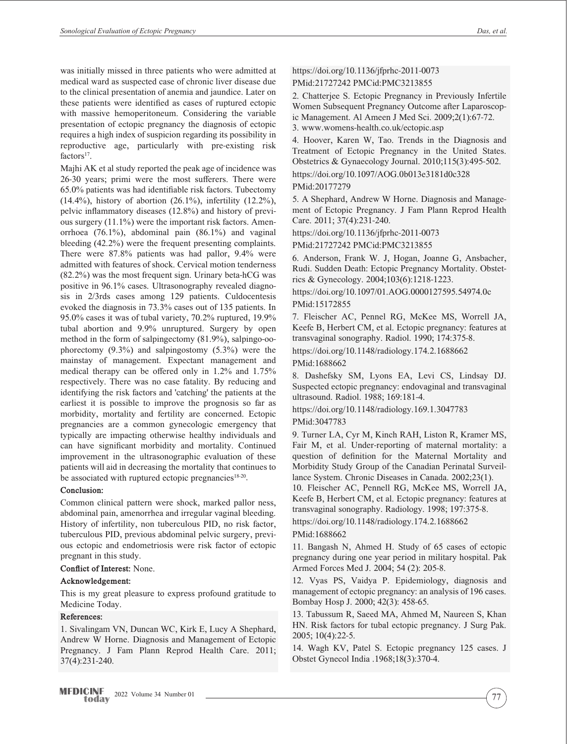was initially missed in three patients who were admitted at medical ward as suspected case of chronic liver disease due to the clinical presentation of anemia and jaundice. Later on these patients were identified as cases of ruptured ectopic with massive hemoperitoneum. Considering the variable presentation of ectopic pregnancy the diagnosis of ectopic requires a high index of suspicion regarding its possibility in reproductive age, particularly with pre-existing risk factors[17].

Majhi AK et al study reported the peak age of incidence was 26-30 years; primi were the most sufferers. There were 65.0% patients was had identifiable risk factors. Tubectomy (14.4%), history of abortion (26.1%), infertility (12.2%), pelvic inflammatory diseases (12.8%) and history of previous surgery (11.1%) were the important risk factors. Amenorrhoea (76.1%), abdominal pain (86.1%) and vaginal bleeding (42.2%) were the frequent presenting complaints. There were 87.8% patients was had pallor, 9.4% were admitted with features of shock. Cervical motion tenderness (82.2%) was the most frequent sign. Urinary beta-hCG was positive in 96.1% cases. Ultrasonography revealed diagnosis in 2/3rds cases among 129 patients. Culdocentesis evoked the diagnosis in 73.3% cases out of 135 patients. In 95.0% cases it was of tubal variety, 70.2% ruptured, 19.9% tubal abortion and 9.9% unruptured. Surgery by open method in the form of salpingectomy (81.9%), salpingo-oophorectomy (9.3%) and salpingostomy (5.3%) were the mainstay of management. Expectant management and medical therapy can be offered only in 1.2% and 1.75% respectively. There was no case fatality. By reducing and identifying the risk factors and 'catching' the patients at the earliest it is possible to improve the prognosis so far as morbidity, mortality and fertility are concerned. Ectopic pregnancies are a common gynecologic emergency that typically are impacting otherwise healthy individuals and can have significant morbidity and mortality. Continued improvement in the ultrasonographic evaluation of these patients will aid in decreasing the mortality that continues to be associated with ruptured ectopic pregnancies[18-20].

**Conclusion:**

Common clinical pattern were shock, marked pallor ness, abdominal pain, amenorrhea and irregular vaginal bleeding. History of infertility, non tuberculous PID, no risk factor, tuberculous PID, previous abdominal pelvic surgery, previous ectopic and endometriosis were risk factor of ectopic pregnant in this study.

**Conflict of Interest:** None.

**Acknowledgement:**

This is my great pleasure to express profound gratitude to Medicine Today.

**References:**

1. Sivalingam VN, Duncan WC, Kirk E, Lucy A Shephard, Andrew W Horne. Diagnosis and Management of Ectopic Pregnancy. J Fam Plann Reprod Health Care. 2011; 37(4):231-240.
https://doi.org/10.1136/jfprhc-2011-0073
PMid:21727242 PMCid:PMC3213855

2. Chatterjee S. Ectopic Pregnancy in Previously Infertile Women Subsequent Pregnancy Outcome after Laparoscopic Management. Al Ameen J Med Sci. 2009;2(1):67-72.

3. www.womens-health.co.uk/ectopic.asp

4. Hoover, Karen W, Tao. Trends in the Diagnosis and Treatment of Ectopic Pregnancy in the United States. Obstetrics & Gynaecology Journal. 2010;115(3):495-502.
https://doi.org/10.1097/AOG.0b013e3181d0c328
PMid:20177279

5. A Shephard, Andrew W Horne. Diagnosis and Management of Ectopic Pregnancy. J Fam Plann Reprod Health Care. 2011; 37(4):231-240.
https://doi.org/10.1136/jfprhc-2011-0073
PMid:21727242 PMCid:PMC3213855

6. Anderson, Frank W. J, Hogan, Joanne G, Ansbacher, Rudi. Sudden Death: Ectopic Pregnancy Mortality. Obstetrics & Gynecology. 2004;103(6):1218-1223.
https://doi.org/10.1097/01.AOG.0000127595.54974.0c
PMid:15172855

7. Fleischer AC, Pennel RG, McKee MS, Worrell JA, Keefe B, Herbert CM, et al. Ectopic pregnancy: features at transvaginal sonography. Radiol. 1990; 174:375-8.
https://doi.org/10.1148/radiology.174.2.1688662
PMid:1688662

8. Dashefsky SM, Lyons EA, Levi CS, Lindsay DJ. Suspected ectopic pregnancy: endovaginal and transvaginal ultrasound. Radiol. 1988; 169:181-4.
https://doi.org/10.1148/radiology.169.1.3047783
PMid:3047783

9. Turner LA, Cyr M, Kinch RAH, Liston R, Kramer MS, Fair M, et al. Under-reporting of maternal mortality: a question of definition for the Maternal Mortality and Morbidity Study Group of the Canadian Perinatal Surveillance System. Chronic Diseases in Canada. 2002;23(1).

10. Fleischer AC, Pennell RG, McKee MS, Worrell JA, Keefe B, Herbert CM, et al. Ectopic pregnancy: features at transvaginal sonography. Radiology. 1998; 197:375-8.
https://doi.org/10.1148/radiology.174.2.1688662
PMid:1688662

11. Bangash N, Ahmed H. Study of 65 cases of ectopic pregnancy during one year period in military hospital. Pak Armed Forces Med J. 2004; 54 (2): 205-8.

12. Vyas PS, Vaidya P. Epidemiology, diagnosis and management of ectopic pregnancy: an analysis of 196 cases. Bombay Hosp J. 2000; 42(3): 458-65.

13. Tabussum R, Saeed MA, Ahmed M, Naureen S, Khan HN. Risk factors for tubal ectopic pregnancy. J Surg Pak. 2005; 10(4):22-5.

14. Wagh KV, Patel S. Ectopic pregnancy 125 cases. J Obstet Gynecol India .1968;18(3):370-4.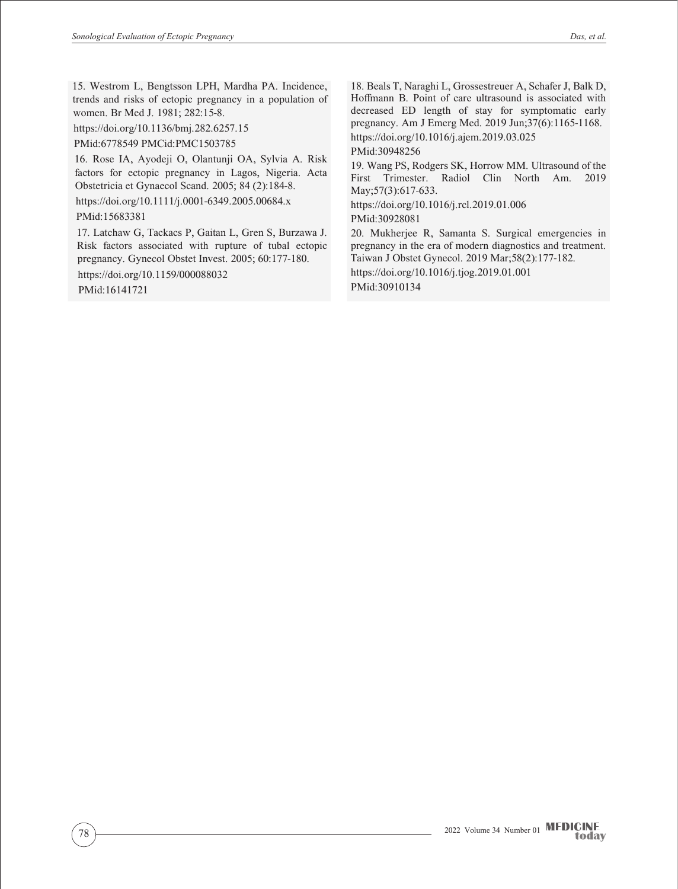15. Westrom L, Bengtsson LPH, Mardha PA. Incidence, trends and risks of ectopic pregnancy in a population of women. Br Med J. 1981; 282:15-8.
https://doi.org/10.1136/bmj.282.6257.15
PMid:6778549 PMCid:PMC1503785

16. Rose IA, Ayodeji O, Olantunji OA, Sylvia A. Risk factors for ectopic pregnancy in Lagos, Nigeria. Acta Obstetricia et Gynaecol Scand. 2005; 84 (2):184-8.
https://doi.org/10.1111/j.0001-6349.2005.00684.x
PMid:15683381

17. Latchaw G, Tackacs P, Gaitan L, Gren S, Burzawa J. Risk factors associated with rupture of tubal ectopic pregnancy. Gynecol Obstet Invest. 2005; 60:177-180.
https://doi.org/10.1159/000088032
PMid:16141721

18. Beals T, Naraghi L, Grossestreuer A, Schafer J, Balk D, Hoffmann B. Point of care ultrasound is associated with decreased ED length of stay for symptomatic early pregnancy. Am J Emerg Med. 2019 Jun;37(6):1165-1168.
https://doi.org/10.1016/j.ajem.2019.03.025
PMid:30948256

19. Wang PS, Rodgers SK, Horrow MM. Ultrasound of the First Trimester. Radiol Clin North Am. 2019 May;57(3):617-633.
https://doi.org/10.1016/j.rcl.2019.01.006
PMid:30928081

20. Mukherjee R, Samanta S. Surgical emergencies in pregnancy in the era of modern diagnostics and treatment. Taiwan J Obstet Gynecol. 2019 Mar;58(2):177-182.
https://doi.org/10.1016/j.tjog.2019.01.001
PMid:30910134